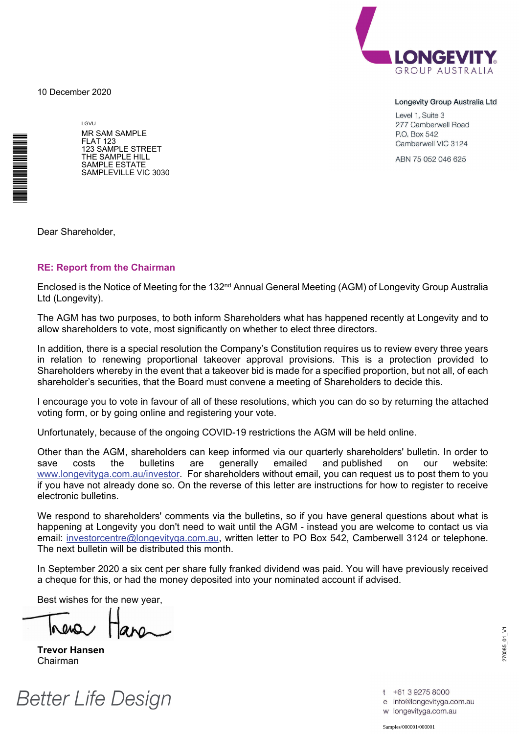LONGEVITY
GROUP AUSTRALIA

10 December 2020

**Longevity Group Australia Ltd**

Level 1, Suite 3
277 Camberwell Road
P.O. Box 542
Camberwell VIC 3124

ABN 75 052 046 625

LGVU
MR SAM SAMPLE
FLAT 123
123 SAMPLE STREET
THE SAMPLE HILL
SAMPLE ESTATE
SAMPLEVILLE VIC 3030

Dear Shareholder,

## RE: Report from the Chairman

Enclosed is the Notice of Meeting for the 132nd Annual General Meeting (AGM) of Longevity Group Australia Ltd (Longevity).

The AGM has two purposes, to both inform Shareholders what has happened recently at Longevity and to allow shareholders to vote, most significantly on whether to elect three directors.

In addition, there is a special resolution the Company's Constitution requires us to review every three years in relation to renewing proportional takeover approval provisions. This is a protection provided to Shareholders whereby in the event that a takeover bid is made for a specified proportion, but not all, of each shareholder's securities, that the Board must convene a meeting of Shareholders to decide this.

I encourage you to vote in favour of all of these resolutions, which you can do so by returning the attached voting form, or by going online and registering your vote.

Unfortunately, because of the ongoing COVID-19 restrictions the AGM will be held online.

Other than the AGM, shareholders can keep informed via our quarterly shareholders' bulletin. In order to save costs the bulletins are generally emailed and published on our website: www.longevityga.com.au/investor. For shareholders without email, you can request us to post them to you if you have not already done so. On the reverse of this letter are instructions for how to register to receive electronic bulletins.

We respond to shareholders' comments via the bulletins, so if you have general questions about what is happening at Longevity you don't need to wait until the AGM - instead you are welcome to contact us via email: investorcentre@longevityga.com.au, written letter to PO Box 542, Camberwell 3124 or telephone. The next bulletin will be distributed this month.

In September 2020 a six cent per share fully franked dividend was paid. You will have previously received a cheque for this, or had the money deposited into your nominated account if advised.

Best wishes for the new year,

**Trevor Hansen**
Chairman

*Better Life Design*

t +61 3 9275 8000
e info@longevityga.com.au
w longevityga.com.au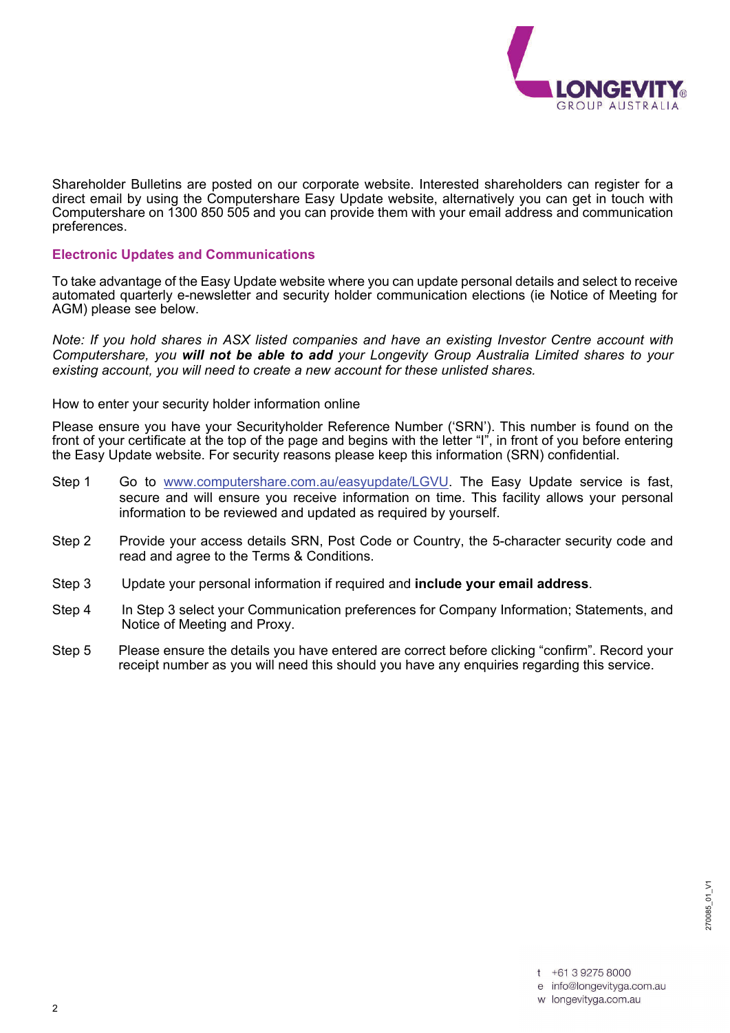Shareholder Bulletins are posted on our corporate website. Interested shareholders can register for a direct email by using the Computershare Easy Update website, alternatively you can get in touch with Computershare on 1300 850 505 and you can provide them with your email address and communication preferences.

## Electronic Updates and Communications

To take advantage of the Easy Update website where you can update personal details and select to receive automated quarterly e-newsletter and security holder communication elections (ie Notice of Meeting for AGM) please see below.

*Note: If you hold shares in ASX listed companies and have an existing Investor Centre account with Computershare, you* ***will not be able to add*** *your Longevity Group Australia Limited shares to your existing account, you will need to create a new account for these unlisted shares.*

How to enter your security holder information online

Please ensure you have your Securityholder Reference Number ('SRN'). This number is found on the front of your certificate at the top of the page and begins with the letter "I", in front of you before entering the Easy Update website. For security reasons please keep this information (SRN) confidential.

Step 1 Go to www.computershare.com.au/easyupdate/LGVU. The Easy Update service is fast, secure and will ensure you receive information on time. This facility allows your personal information to be reviewed and updated as required by yourself.

Step 2 Provide your access details SRN, Post Code or Country, the 5-character security code and read and agree to the Terms & Conditions.

Step 3 Update your personal information if required and **include your email address**.

Step 4 In Step 3 select your Communication preferences for Company Information; Statements, and Notice of Meeting and Proxy.

Step 5 Please ensure the details you have entered are correct before clicking "confirm". Record your receipt number as you will need this should you have any enquiries regarding this service.

t +61 3 9275 8000
e info@longevityga.com.au
w longevityga.com.au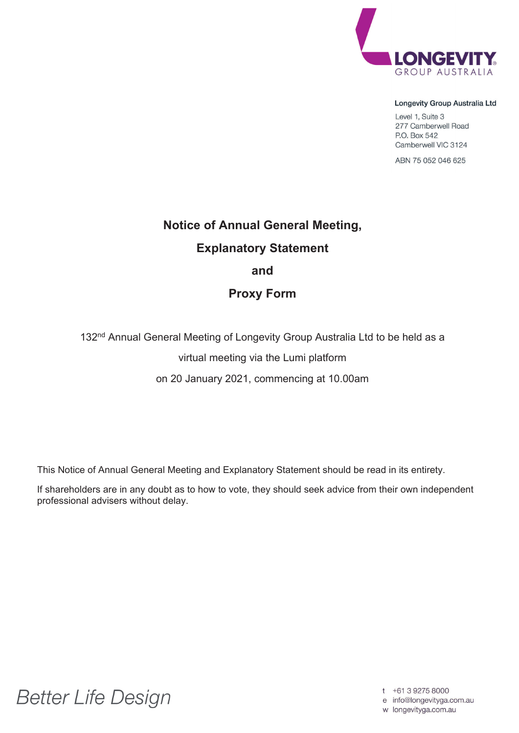**Longevity Group Australia Ltd**

Level 1, Suite 3
277 Camberwell Road
P.O. Box 542
Camberwell VIC 3124

ABN 75 052 046 625

# Notice of Annual General Meeting,

# Explanatory Statement

# and

# Proxy Form

132nd Annual General Meeting of Longevity Group Australia Ltd to be held as a virtual meeting via the Lumi platform on 20 January 2021, commencing at 10.00am

This Notice of Annual General Meeting and Explanatory Statement should be read in its entirety.

If shareholders are in any doubt as to how to vote, they should seek advice from their own independent professional advisers without delay.

*Better Life Design*

t +61 3 9275 8000
e info@longevityga.com.au
w longevityga.com.au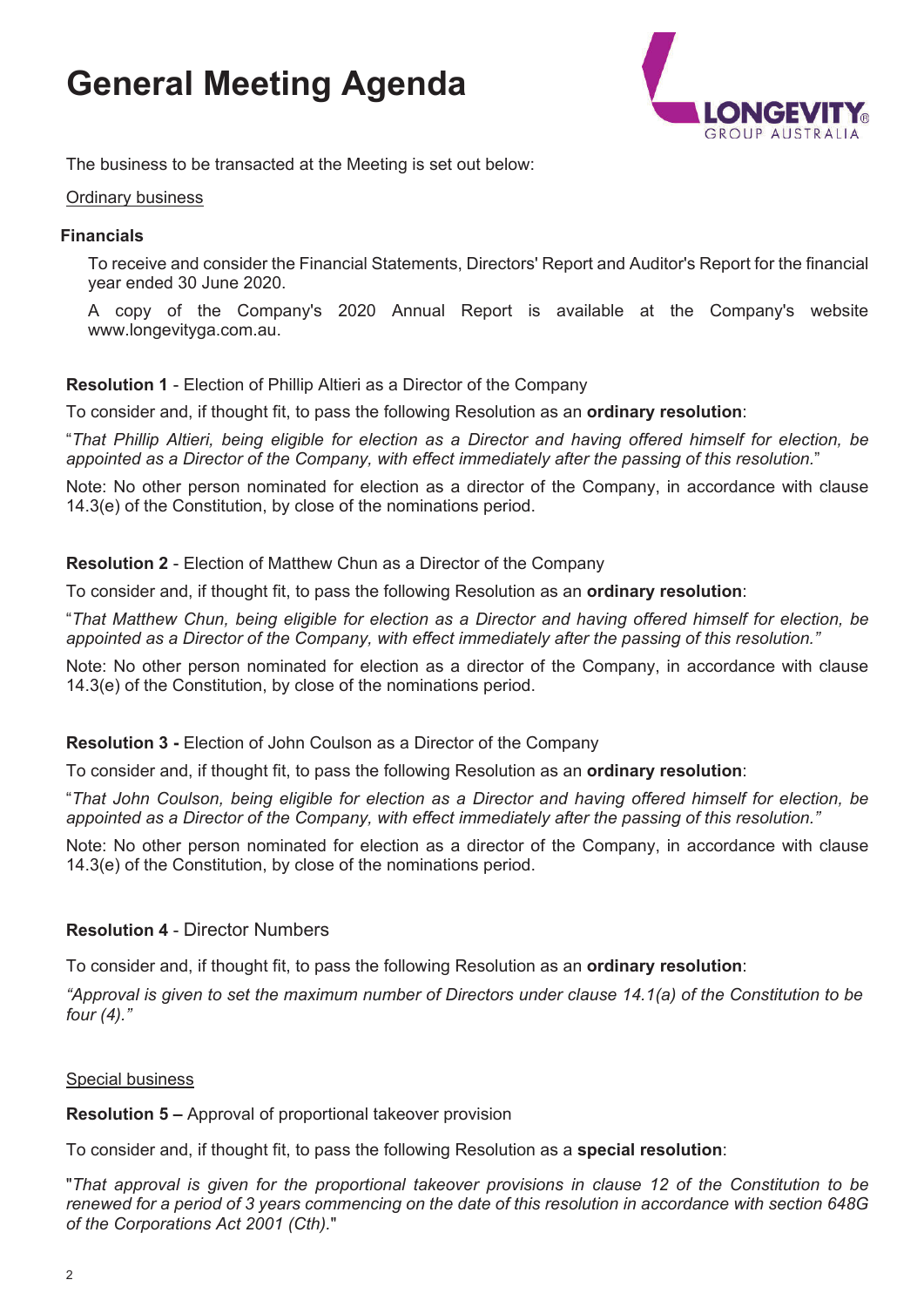# General Meeting Agenda

The business to be transacted at the Meeting is set out below:

Ordinary business

**Financials**

To receive and consider the Financial Statements, Directors' Report and Auditor's Report for the financial year ended 30 June 2020.

A copy of the Company's 2020 Annual Report is available at the Company's website www.longevityga.com.au.

**Resolution 1** - Election of Phillip Altieri as a Director of the Company

To consider and, if thought fit, to pass the following Resolution as an **ordinary resolution**:

"*That Phillip Altieri, being eligible for election as a Director and having offered himself for election, be appointed as a Director of the Company, with effect immediately after the passing of this resolution.*"

Note: No other person nominated for election as a director of the Company, in accordance with clause 14.3(e) of the Constitution, by close of the nominations period.

**Resolution 2** - Election of Matthew Chun as a Director of the Company

To consider and, if thought fit, to pass the following Resolution as an **ordinary resolution**:

"*That Matthew Chun, being eligible for election as a Director and having offered himself for election, be appointed as a Director of the Company, with effect immediately after the passing of this resolution.*"

Note: No other person nominated for election as a director of the Company, in accordance with clause 14.3(e) of the Constitution, by close of the nominations period.

**Resolution 3 -** Election of John Coulson as a Director of the Company

To consider and, if thought fit, to pass the following Resolution as an **ordinary resolution**:

"*That John Coulson, being eligible for election as a Director and having offered himself for election, be appointed as a Director of the Company, with effect immediately after the passing of this resolution.*"

Note: No other person nominated for election as a director of the Company, in accordance with clause 14.3(e) of the Constitution, by close of the nominations period.

**Resolution 4** - Director Numbers

To consider and, if thought fit, to pass the following Resolution as an **ordinary resolution**:

*"Approval is given to set the maximum number of Directors under clause 14.1(a) of the Constitution to be four (4)."*

Special business

**Resolution 5 –** Approval of proportional takeover provision

To consider and, if thought fit, to pass the following Resolution as a **special resolution**:

"*That approval is given for the proportional takeover provisions in clause 12 of the Constitution to be renewed for a period of 3 years commencing on the date of this resolution in accordance with section 648G of the Corporations Act 2001 (Cth).*"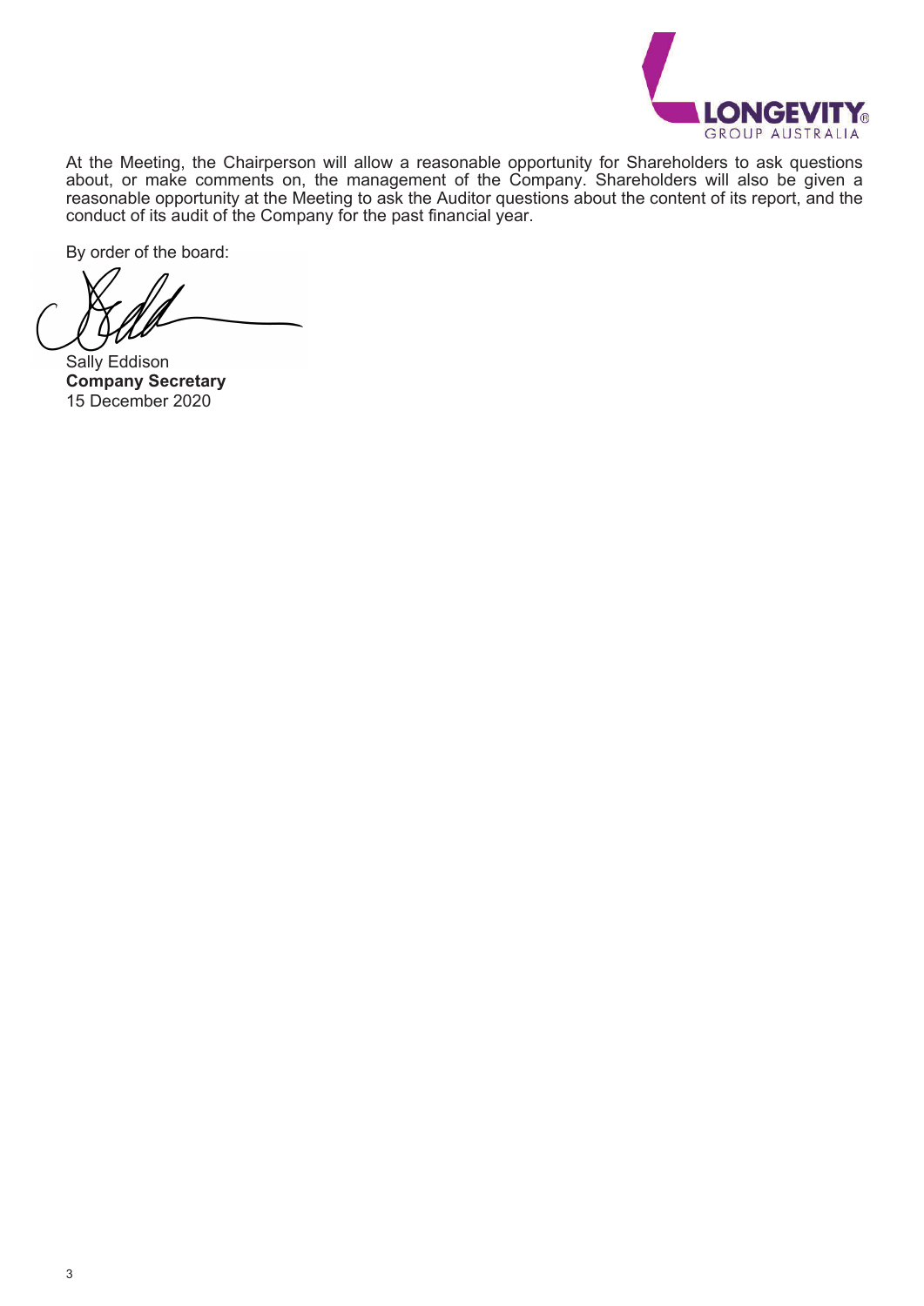At the Meeting, the Chairperson will allow a reasonable opportunity for Shareholders to ask questions about, or make comments on, the management of the Company. Shareholders will also be given a reasonable opportunity at the Meeting to ask the Auditor questions about the content of its report, and the conduct of its audit of the Company for the past financial year.

By order of the board:

Sally Eddison
**Company Secretary**
15 December 2020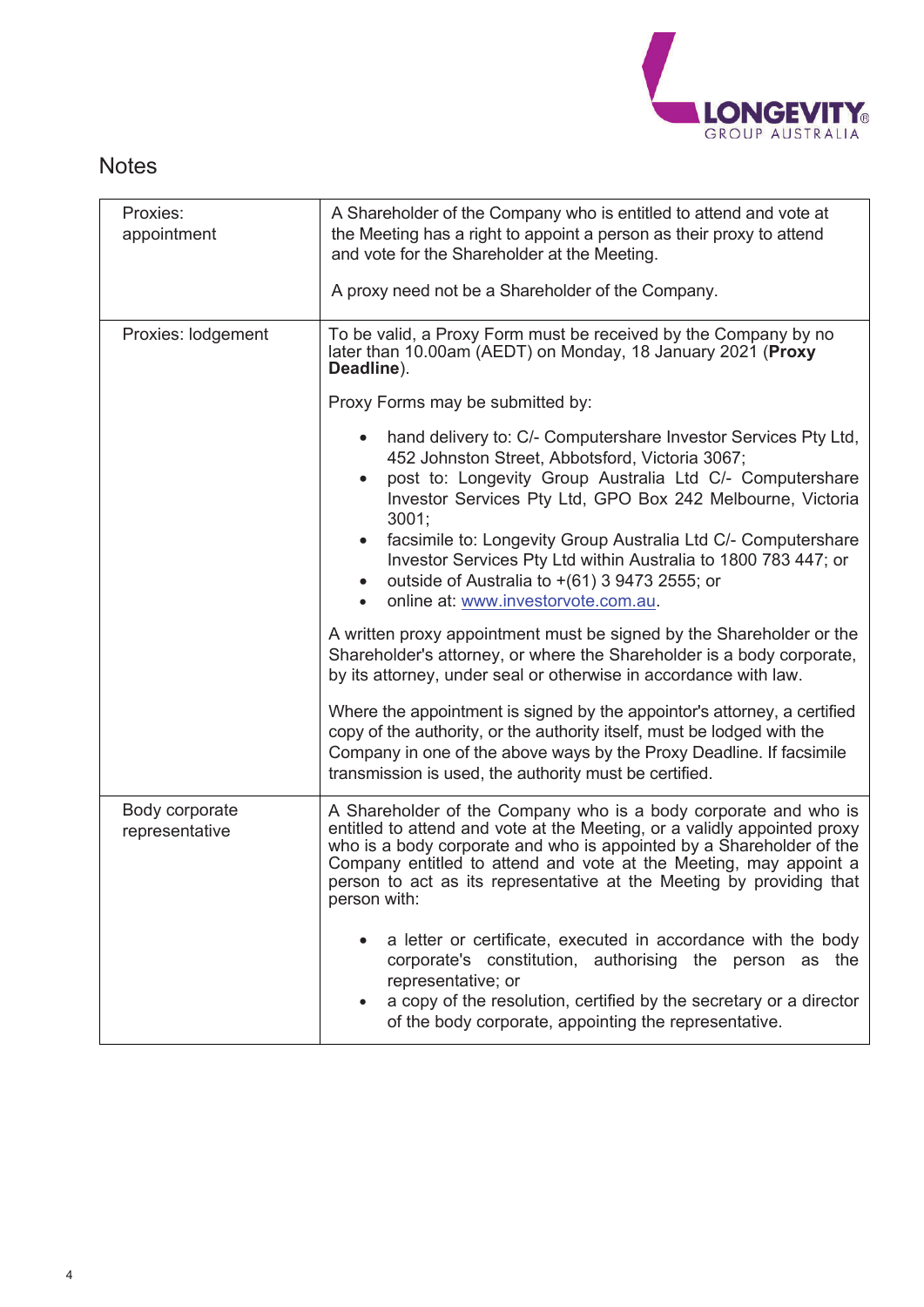## Notes

| | |
|---|---|
| Proxies: appointment | A Shareholder of the Company who is entitled to attend and vote at the Meeting has a right to appoint a person as their proxy to attend and vote for the Shareholder at the Meeting.<br><br>A proxy need not be a Shareholder of the Company. |
| Proxies: lodgement | To be valid, a Proxy Form must be received by the Company by no later than 10.00am (AEDT) on Monday, 18 January 2021 (**Proxy Deadline**).<br><br>Proxy Forms may be submitted by:<br><br>• hand delivery to: C/- Computershare Investor Services Pty Ltd, 452 Johnston Street, Abbotsford, Victoria 3067;<br>• post to: Longevity Group Australia Ltd C/- Computershare Investor Services Pty Ltd, GPO Box 242 Melbourne, Victoria 3001;<br>• facsimile to: Longevity Group Australia Ltd C/- Computershare Investor Services Pty Ltd within Australia to 1800 783 447; or<br>• outside of Australia to +(61) 3 9473 2555; or<br>• online at: www.investorvote.com.au.<br><br>A written proxy appointment must be signed by the Shareholder or the Shareholder's attorney, or where the Shareholder is a body corporate, by its attorney, under seal or otherwise in accordance with law.<br><br>Where the appointment is signed by the appointor's attorney, a certified copy of the authority, or the authority itself, must be lodged with the Company in one of the above ways by the Proxy Deadline. If facsimile transmission is used, the authority must be certified. |
| Body corporate representative | A Shareholder of the Company who is a body corporate and who is entitled to attend and vote at the Meeting, or a validly appointed proxy who is a body corporate and who is appointed by a Shareholder of the Company entitled to attend and vote at the Meeting, may appoint a person to act as its representative at the Meeting by providing that person with:<br><br>• a letter or certificate, executed in accordance with the body corporate's constitution, authorising the person as the representative; or<br>• a copy of the resolution, certified by the secretary or a director of the body corporate, appointing the representative. |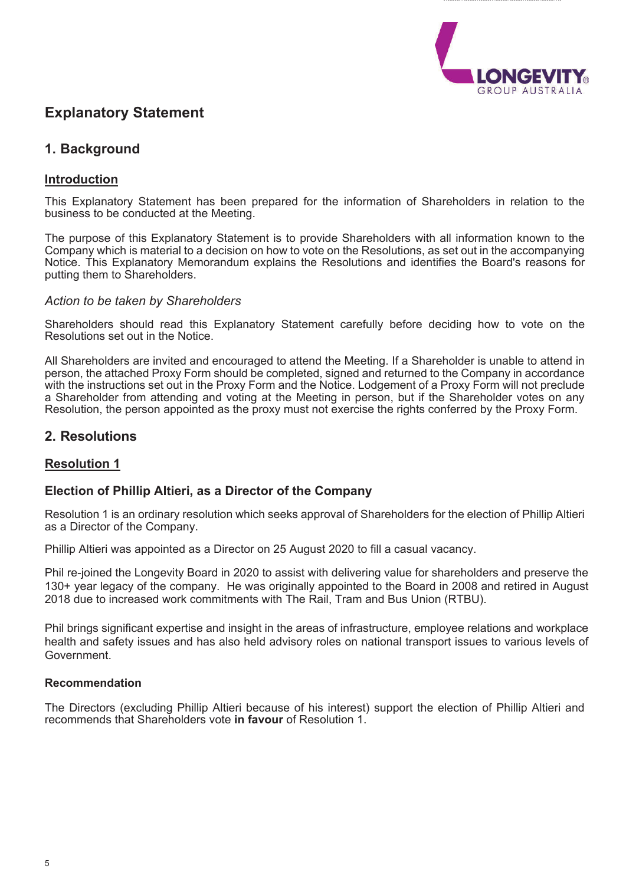# Explanatory Statement

## 1. Background

### Introduction

This Explanatory Statement has been prepared for the information of Shareholders in relation to the business to be conducted at the Meeting.

The purpose of this Explanatory Statement is to provide Shareholders with all information known to the Company which is material to a decision on how to vote on the Resolutions, as set out in the accompanying Notice. This Explanatory Memorandum explains the Resolutions and identifies the Board's reasons for putting them to Shareholders.

*Action to be taken by Shareholders*

Shareholders should read this Explanatory Statement carefully before deciding how to vote on the Resolutions set out in the Notice.

All Shareholders are invited and encouraged to attend the Meeting. If a Shareholder is unable to attend in person, the attached Proxy Form should be completed, signed and returned to the Company in accordance with the instructions set out in the Proxy Form and the Notice. Lodgement of a Proxy Form will not preclude a Shareholder from attending and voting at the Meeting in person, but if the Shareholder votes on any Resolution, the person appointed as the proxy must not exercise the rights conferred by the Proxy Form.

## 2. Resolutions

### Resolution 1

### Election of Phillip Altieri, as a Director of the Company

Resolution 1 is an ordinary resolution which seeks approval of Shareholders for the election of Phillip Altieri as a Director of the Company.

Phillip Altieri was appointed as a Director on 25 August 2020 to fill a casual vacancy.

Phil re-joined the Longevity Board in 2020 to assist with delivering value for shareholders and preserve the 130+ year legacy of the company. He was originally appointed to the Board in 2008 and retired in August 2018 due to increased work commitments with The Rail, Tram and Bus Union (RTBU).

Phil brings significant expertise and insight in the areas of infrastructure, employee relations and workplace health and safety issues and has also held advisory roles on national transport issues to various levels of Government.

**Recommendation**

The Directors (excluding Phillip Altieri because of his interest) support the election of Phillip Altieri and recommends that Shareholders vote **in favour** of Resolution 1.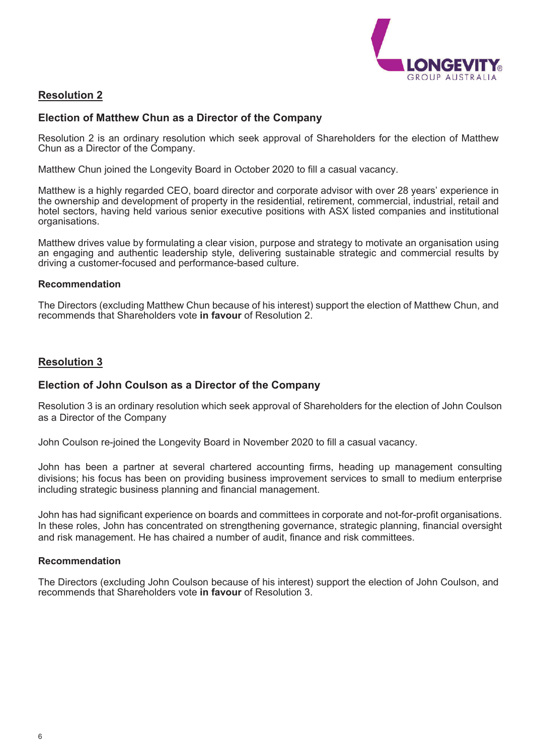## Resolution 2

### Election of Matthew Chun as a Director of the Company

Resolution 2 is an ordinary resolution which seek approval of Shareholders for the election of Matthew Chun as a Director of the Company.

Matthew Chun joined the Longevity Board in October 2020 to fill a casual vacancy.

Matthew is a highly regarded CEO, board director and corporate advisor with over 28 years' experience in the ownership and development of property in the residential, retirement, commercial, industrial, retail and hotel sectors, having held various senior executive positions with ASX listed companies and institutional organisations.

Matthew drives value by formulating a clear vision, purpose and strategy to motivate an organisation using an engaging and authentic leadership style, delivering sustainable strategic and commercial results by driving a customer-focused and performance-based culture.

#### Recommendation

The Directors (excluding Matthew Chun because of his interest) support the election of Matthew Chun, and recommends that Shareholders vote **in favour** of Resolution 2.

## Resolution 3

### Election of John Coulson as a Director of the Company

Resolution 3 is an ordinary resolution which seek approval of Shareholders for the election of John Coulson as a Director of the Company

John Coulson re-joined the Longevity Board in November 2020 to fill a casual vacancy.

John has been a partner at several chartered accounting firms, heading up management consulting divisions; his focus has been on providing business improvement services to small to medium enterprise including strategic business planning and financial management.

John has had significant experience on boards and committees in corporate and not-for-profit organisations. In these roles, John has concentrated on strengthening governance, strategic planning, financial oversight and risk management. He has chaired a number of audit, finance and risk committees.

#### Recommendation

The Directors (excluding John Coulson because of his interest) support the election of John Coulson, and recommends that Shareholders vote **in favour** of Resolution 3.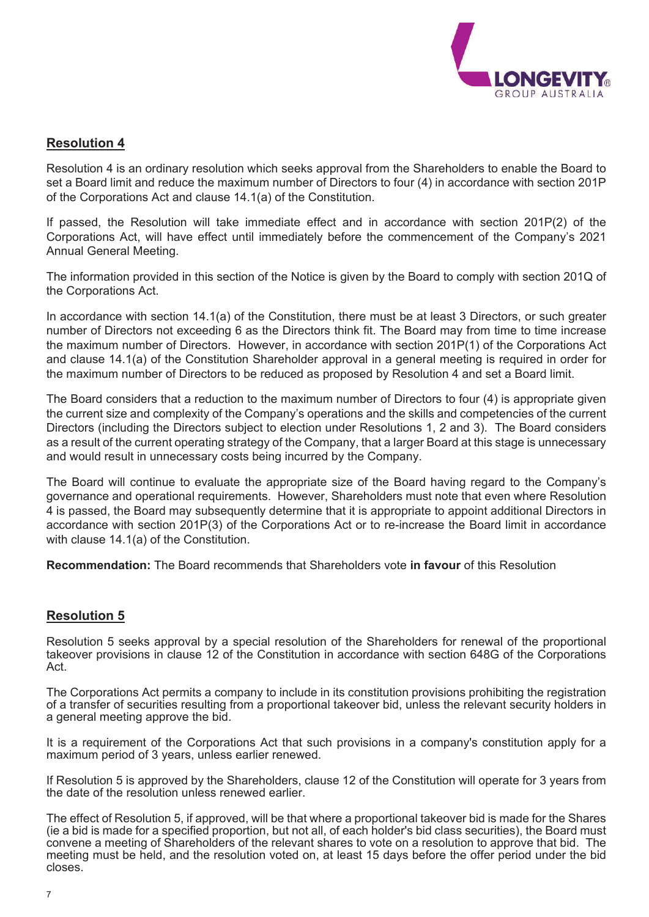## Resolution 4

Resolution 4 is an ordinary resolution which seeks approval from the Shareholders to enable the Board to set a Board limit and reduce the maximum number of Directors to four (4) in accordance with section 201P of the Corporations Act and clause 14.1(a) of the Constitution.

If passed, the Resolution will take immediate effect and in accordance with section 201P(2) of the Corporations Act, will have effect until immediately before the commencement of the Company's 2021 Annual General Meeting.

The information provided in this section of the Notice is given by the Board to comply with section 201Q of the Corporations Act.

In accordance with section 14.1(a) of the Constitution, there must be at least 3 Directors, or such greater number of Directors not exceeding 6 as the Directors think fit. The Board may from time to time increase the maximum number of Directors. However, in accordance with section 201P(1) of the Corporations Act and clause 14.1(a) of the Constitution Shareholder approval in a general meeting is required in order for the maximum number of Directors to be reduced as proposed by Resolution 4 and set a Board limit.

The Board considers that a reduction to the maximum number of Directors to four (4) is appropriate given the current size and complexity of the Company's operations and the skills and competencies of the current Directors (including the Directors subject to election under Resolutions 1, 2 and 3). The Board considers as a result of the current operating strategy of the Company, that a larger Board at this stage is unnecessary and would result in unnecessary costs being incurred by the Company.

The Board will continue to evaluate the appropriate size of the Board having regard to the Company's governance and operational requirements. However, Shareholders must note that even where Resolution 4 is passed, the Board may subsequently determine that it is appropriate to appoint additional Directors in accordance with section 201P(3) of the Corporations Act or to re-increase the Board limit in accordance with clause 14.1(a) of the Constitution.

**Recommendation:** The Board recommends that Shareholders vote **in favour** of this Resolution

## Resolution 5

Resolution 5 seeks approval by a special resolution of the Shareholders for renewal of the proportional takeover provisions in clause 12 of the Constitution in accordance with section 648G of the Corporations Act.

The Corporations Act permits a company to include in its constitution provisions prohibiting the registration of a transfer of securities resulting from a proportional takeover bid, unless the relevant security holders in a general meeting approve the bid.

It is a requirement of the Corporations Act that such provisions in a company's constitution apply for a maximum period of 3 years, unless earlier renewed.

If Resolution 5 is approved by the Shareholders, clause 12 of the Constitution will operate for 3 years from the date of the resolution unless renewed earlier.

The effect of Resolution 5, if approved, will be that where a proportional takeover bid is made for the Shares (ie a bid is made for a specified proportion, but not all, of each holder's bid class securities), the Board must convene a meeting of Shareholders of the relevant shares to vote on a resolution to approve that bid. The meeting must be held, and the resolution voted on, at least 15 days before the offer period under the bid closes.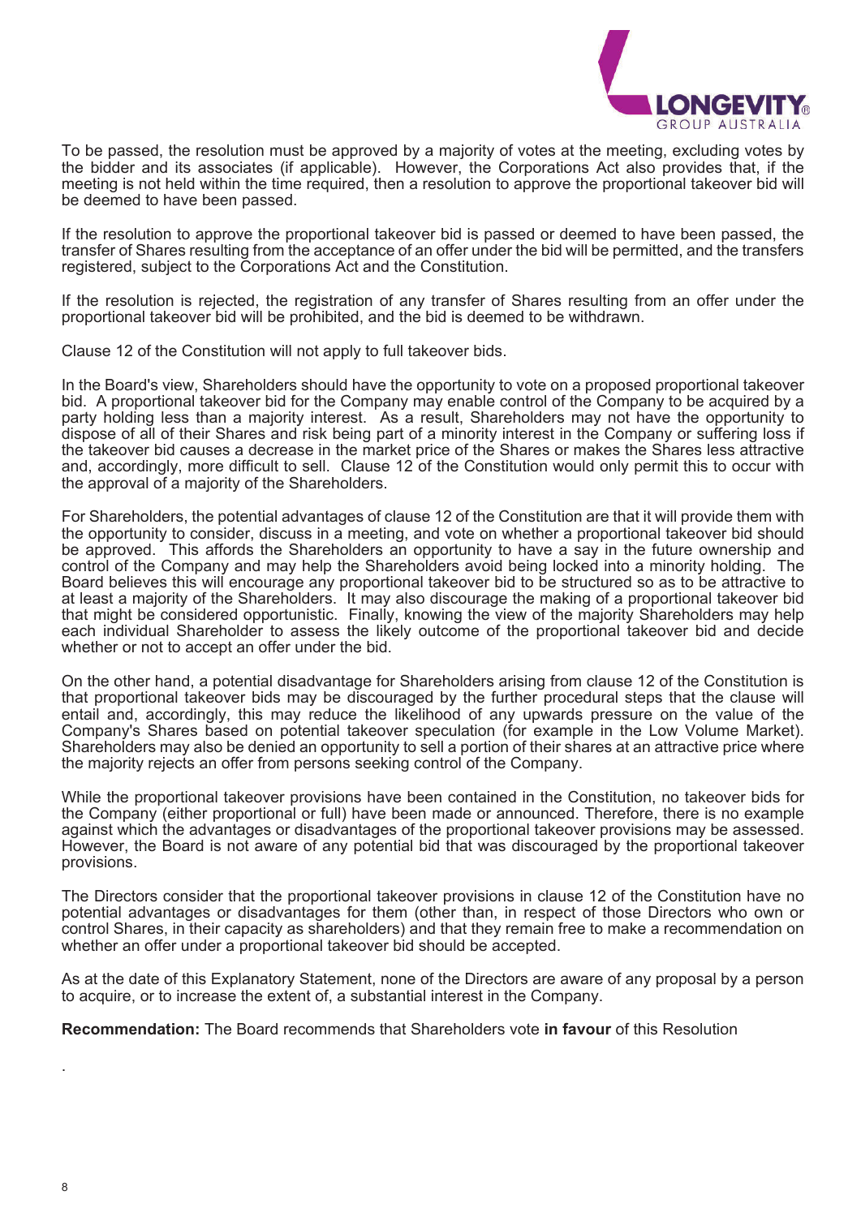To be passed, the resolution must be approved by a majority of votes at the meeting, excluding votes by the bidder and its associates (if applicable). However, the Corporations Act also provides that, if the meeting is not held within the time required, then a resolution to approve the proportional takeover bid will be deemed to have been passed.

If the resolution to approve the proportional takeover bid is passed or deemed to have been passed, the transfer of Shares resulting from the acceptance of an offer under the bid will be permitted, and the transfers registered, subject to the Corporations Act and the Constitution.

If the resolution is rejected, the registration of any transfer of Shares resulting from an offer under the proportional takeover bid will be prohibited, and the bid is deemed to be withdrawn.

Clause 12 of the Constitution will not apply to full takeover bids.

In the Board's view, Shareholders should have the opportunity to vote on a proposed proportional takeover bid. A proportional takeover bid for the Company may enable control of the Company to be acquired by a party holding less than a majority interest. As a result, Shareholders may not have the opportunity to dispose of all of their Shares and risk being part of a minority interest in the Company or suffering loss if the takeover bid causes a decrease in the market price of the Shares or makes the Shares less attractive and, accordingly, more difficult to sell. Clause 12 of the Constitution would only permit this to occur with the approval of a majority of the Shareholders.

For Shareholders, the potential advantages of clause 12 of the Constitution are that it will provide them with the opportunity to consider, discuss in a meeting, and vote on whether a proportional takeover bid should be approved. This affords the Shareholders an opportunity to have a say in the future ownership and control of the Company and may help the Shareholders avoid being locked into a minority holding. The Board believes this will encourage any proportional takeover bid to be structured so as to be attractive to at least a majority of the Shareholders. It may also discourage the making of a proportional takeover bid that might be considered opportunistic. Finally, knowing the view of the majority Shareholders may help each individual Shareholder to assess the likely outcome of the proportional takeover bid and decide whether or not to accept an offer under the bid.

On the other hand, a potential disadvantage for Shareholders arising from clause 12 of the Constitution is that proportional takeover bids may be discouraged by the further procedural steps that the clause will entail and, accordingly, this may reduce the likelihood of any upwards pressure on the value of the Company's Shares based on potential takeover speculation (for example in the Low Volume Market). Shareholders may also be denied an opportunity to sell a portion of their shares at an attractive price where the majority rejects an offer from persons seeking control of the Company.

While the proportional takeover provisions have been contained in the Constitution, no takeover bids for the Company (either proportional or full) have been made or announced. Therefore, there is no example against which the advantages or disadvantages of the proportional takeover provisions may be assessed. However, the Board is not aware of any potential bid that was discouraged by the proportional takeover provisions.

The Directors consider that the proportional takeover provisions in clause 12 of the Constitution have no potential advantages or disadvantages for them (other than, in respect of those Directors who own or control Shares, in their capacity as shareholders) and that they remain free to make a recommendation on whether an offer under a proportional takeover bid should be accepted.

As at the date of this Explanatory Statement, none of the Directors are aware of any proposal by a person to acquire, or to increase the extent of, a substantial interest in the Company.

**Recommendation:** The Board recommends that Shareholders vote **in favour** of this Resolution

.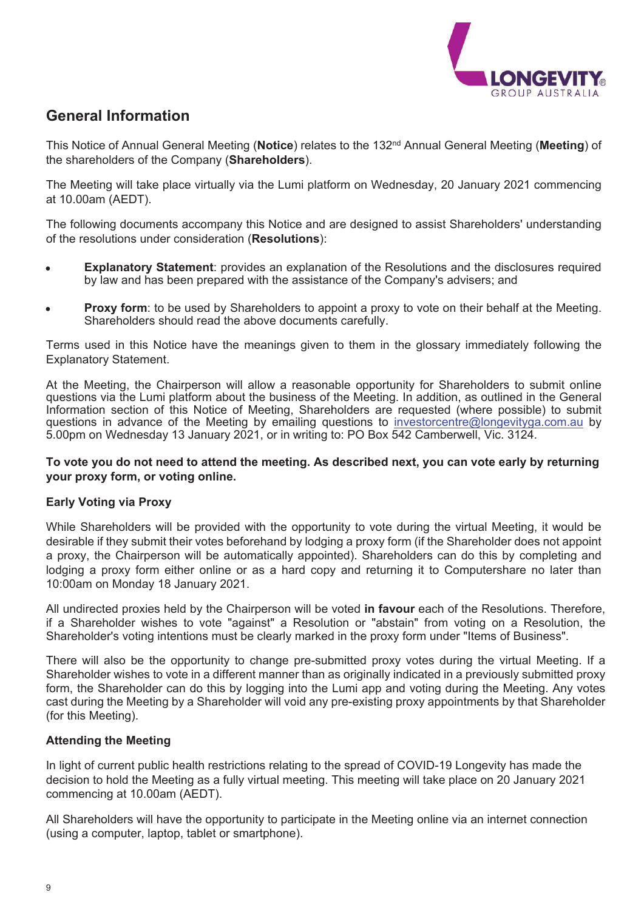## General Information

This Notice of Annual General Meeting (**Notice**) relates to the 132nd Annual General Meeting (**Meeting**) of the shareholders of the Company (**Shareholders**).

The Meeting will take place virtually via the Lumi platform on Wednesday, 20 January 2021 commencing at 10.00am (AEDT).

The following documents accompany this Notice and are designed to assist Shareholders' understanding of the resolutions under consideration (**Resolutions**):

- **Explanatory Statement**: provides an explanation of the Resolutions and the disclosures required by law and has been prepared with the assistance of the Company's advisers; and
- **Proxy form**: to be used by Shareholders to appoint a proxy to vote on their behalf at the Meeting. Shareholders should read the above documents carefully.

Terms used in this Notice have the meanings given to them in the glossary immediately following the Explanatory Statement.

At the Meeting, the Chairperson will allow a reasonable opportunity for Shareholders to submit online questions via the Lumi platform about the business of the Meeting. In addition, as outlined in the General Information section of this Notice of Meeting, Shareholders are requested (where possible) to submit questions in advance of the Meeting by emailing questions to investorcentre@longevityga.com.au by 5.00pm on Wednesday 13 January 2021, or in writing to: PO Box 542 Camberwell, Vic. 3124.

**To vote you do not need to attend the meeting. As described next, you can vote early by returning your proxy form, or voting online.**

### Early Voting via Proxy

While Shareholders will be provided with the opportunity to vote during the virtual Meeting, it would be desirable if they submit their votes beforehand by lodging a proxy form (if the Shareholder does not appoint a proxy, the Chairperson will be automatically appointed). Shareholders can do this by completing and lodging a proxy form either online or as a hard copy and returning it to Computershare no later than 10:00am on Monday 18 January 2021.

All undirected proxies held by the Chairperson will be voted **in favour** each of the Resolutions. Therefore, if a Shareholder wishes to vote "against" a Resolution or "abstain" from voting on a Resolution, the Shareholder's voting intentions must be clearly marked in the proxy form under "Items of Business".

There will also be the opportunity to change pre-submitted proxy votes during the virtual Meeting. If a Shareholder wishes to vote in a different manner than as originally indicated in a previously submitted proxy form, the Shareholder can do this by logging into the Lumi app and voting during the Meeting. Any votes cast during the Meeting by a Shareholder will void any pre-existing proxy appointments by that Shareholder (for this Meeting).

### Attending the Meeting

In light of current public health restrictions relating to the spread of COVID-19 Longevity has made the decision to hold the Meeting as a fully virtual meeting. This meeting will take place on 20 January 2021 commencing at 10.00am (AEDT).

All Shareholders will have the opportunity to participate in the Meeting online via an internet connection (using a computer, laptop, tablet or smartphone).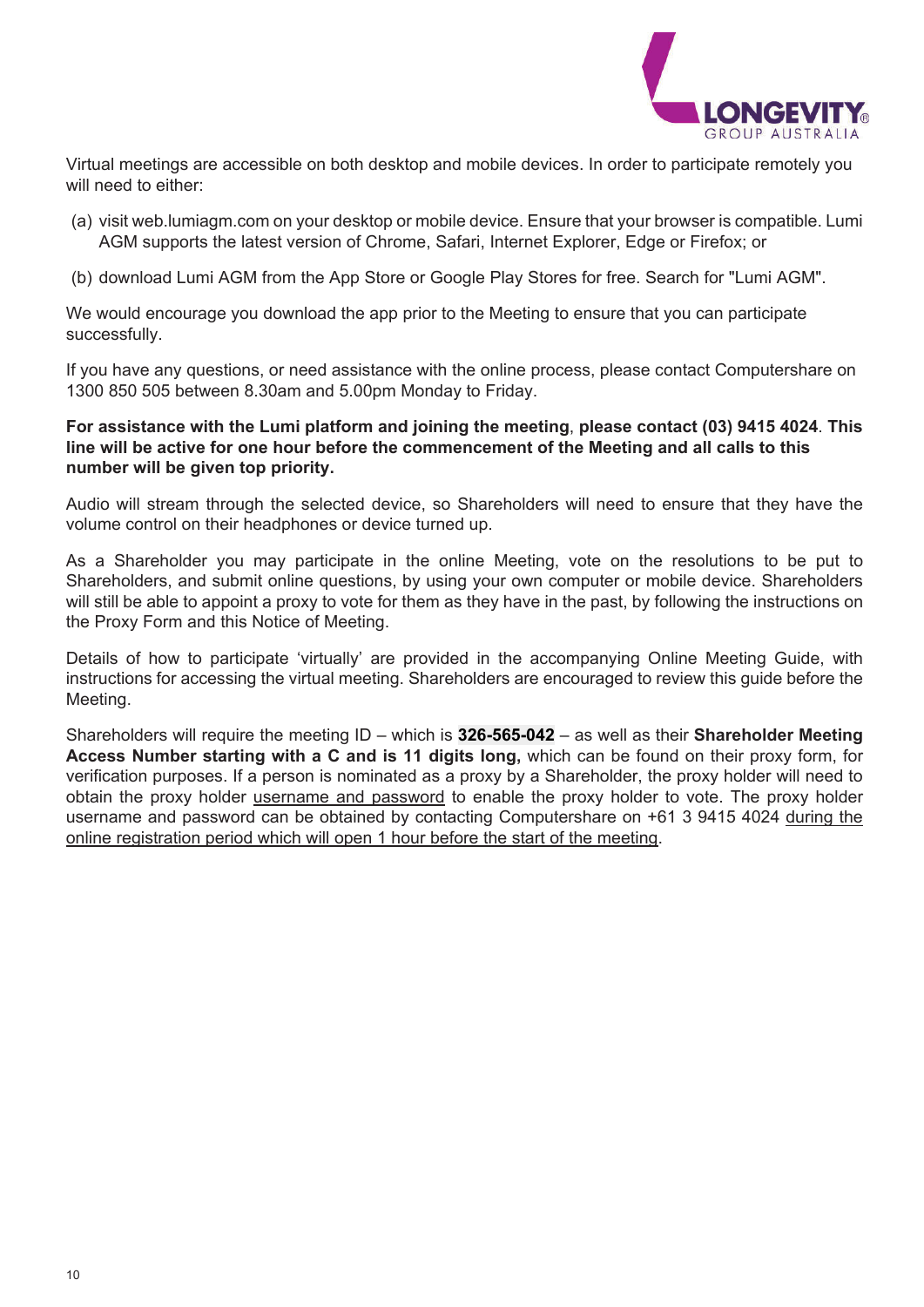Virtual meetings are accessible on both desktop and mobile devices. In order to participate remotely you will need to either:

(a) visit web.lumiagm.com on your desktop or mobile device. Ensure that your browser is compatible. Lumi AGM supports the latest version of Chrome, Safari, Internet Explorer, Edge or Firefox; or

(b) download Lumi AGM from the App Store or Google Play Stores for free. Search for "Lumi AGM".

We would encourage you download the app prior to the Meeting to ensure that you can participate successfully.

If you have any questions, or need assistance with the online process, please contact Computershare on 1300 850 505 between 8.30am and 5.00pm Monday to Friday.

**For assistance with the Lumi platform and joining the meeting**, **please contact (03) 9415 4024**. **This line will be active for one hour before the commencement of the Meeting and all calls to this number will be given top priority.**

Audio will stream through the selected device, so Shareholders will need to ensure that they have the volume control on their headphones or device turned up.

As a Shareholder you may participate in the online Meeting, vote on the resolutions to be put to Shareholders, and submit online questions, by using your own computer or mobile device. Shareholders will still be able to appoint a proxy to vote for them as they have in the past, by following the instructions on the Proxy Form and this Notice of Meeting.

Details of how to participate 'virtually' are provided in the accompanying Online Meeting Guide, with instructions for accessing the virtual meeting. Shareholders are encouraged to review this guide before the Meeting.

Shareholders will require the meeting ID – which is **326-565-042** – as well as their **Shareholder Meeting Access Number starting with a C and is 11 digits long,** which can be found on their proxy form, for verification purposes. If a person is nominated as a proxy by a Shareholder, the proxy holder will need to obtain the proxy holder username and password to enable the proxy holder to vote. The proxy holder username and password can be obtained by contacting Computershare on +61 3 9415 4024 during the online registration period which will open 1 hour before the start of the meeting.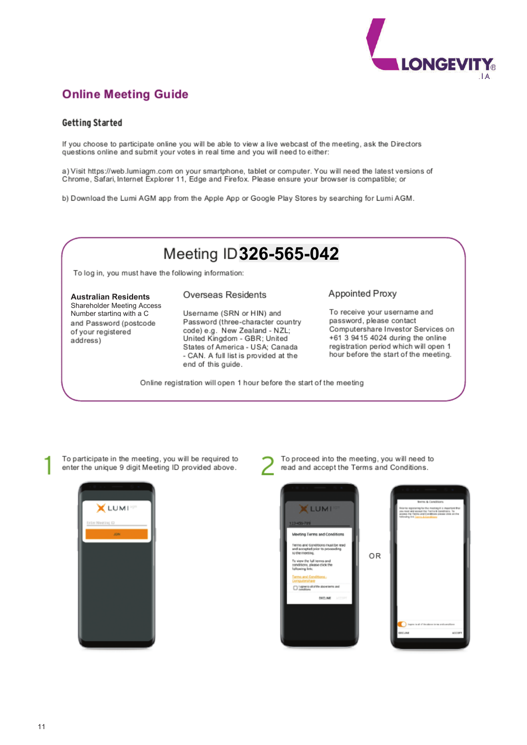# Online Meeting Guide

## Getting Started

If you choose to participate online you will be able to view a live webcast of the meeting, ask the Directors questions online and submit your votes in real time and you will need to either:

a) Visit https://web.lumiagm.com on your smartphone, tablet or computer. You will need the latest versions of Chrome, Safari, Internet Explorer 11, Edge and Firefox. Please ensure your browser is compatible; or

b) Download the Lumi AGM app from the Apple App or Google Play Stores by searching for Lumi AGM.

## Meeting ID **326-565-042**

To log in, you must have the following information:

**Australian Residents**
Shareholder Meeting Access Number starting with a C and Password (postcode of your registered address)

**Overseas Residents**
Username (SRN or HIN) and Password (three-character country code) e.g. New Zealand - NZL; United Kingdom - GBR; United States of America - USA; Canada - CAN. A full list is provided at the end of this guide.

**Appointed Proxy**
To receive your username and password, please contact Computershare Investor Services on +61 3 9415 4024 during the online registration period which will open 1 hour before the start of the meeting.

Online registration will open 1 hour before the start of the meeting

1. To participate in the meeting, you will be required to enter the unique 9 digit Meeting ID provided above.

2. To proceed into the meeting, you will need to read and accept the Terms and Conditions.

OR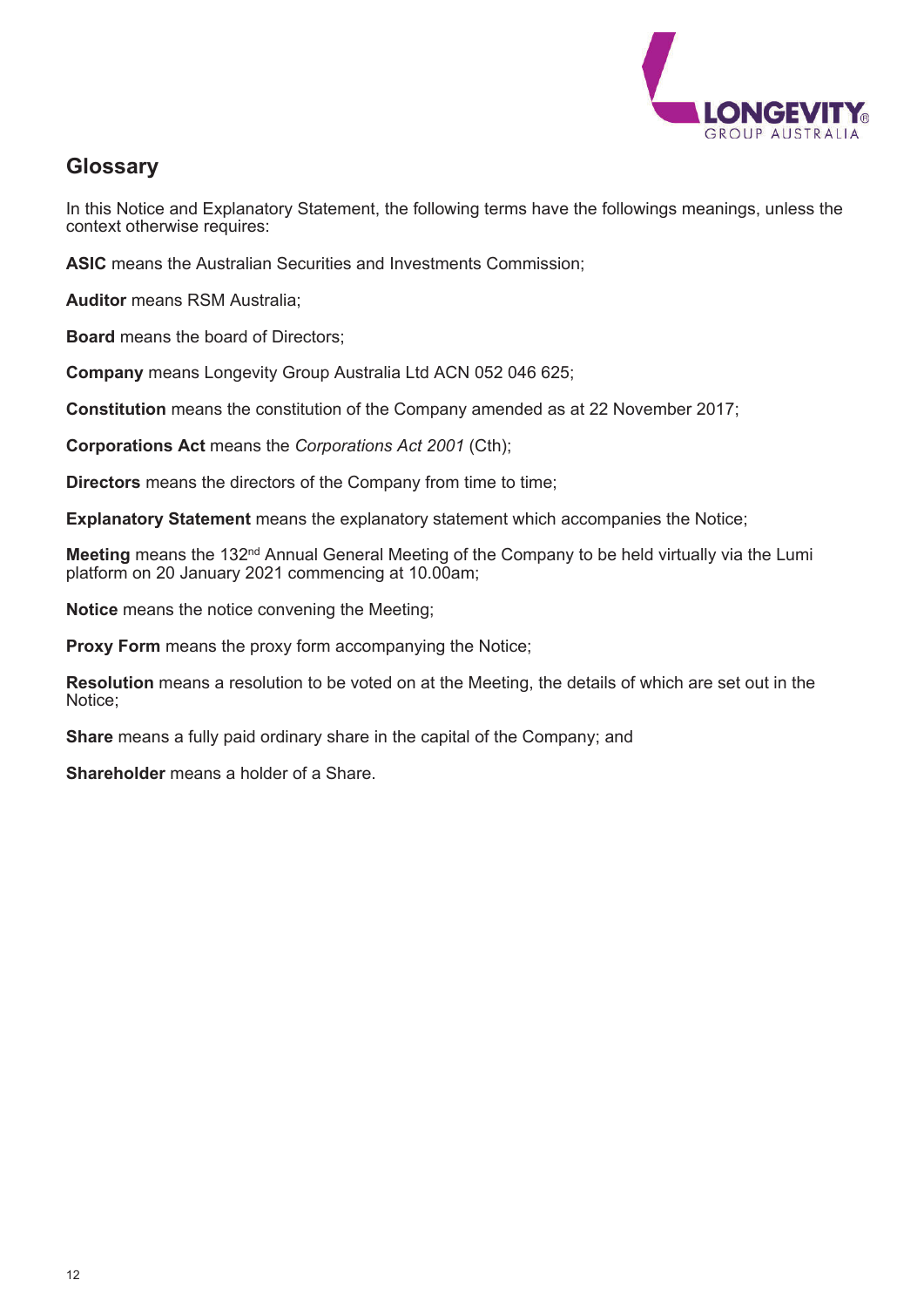## Glossary

In this Notice and Explanatory Statement, the following terms have the followings meanings, unless the context otherwise requires:

**ASIC** means the Australian Securities and Investments Commission;

**Auditor** means RSM Australia;

**Board** means the board of Directors;

**Company** means Longevity Group Australia Ltd ACN 052 046 625;

**Constitution** means the constitution of the Company amended as at 22 November 2017;

**Corporations Act** means the *Corporations Act 2001* (Cth);

**Directors** means the directors of the Company from time to time;

**Explanatory Statement** means the explanatory statement which accompanies the Notice;

**Meeting** means the 132nd Annual General Meeting of the Company to be held virtually via the Lumi platform on 20 January 2021 commencing at 10.00am;

**Notice** means the notice convening the Meeting;

**Proxy Form** means the proxy form accompanying the Notice;

**Resolution** means a resolution to be voted on at the Meeting, the details of which are set out in the Notice;

**Share** means a fully paid ordinary share in the capital of the Company; and

**Shareholder** means a holder of a Share.